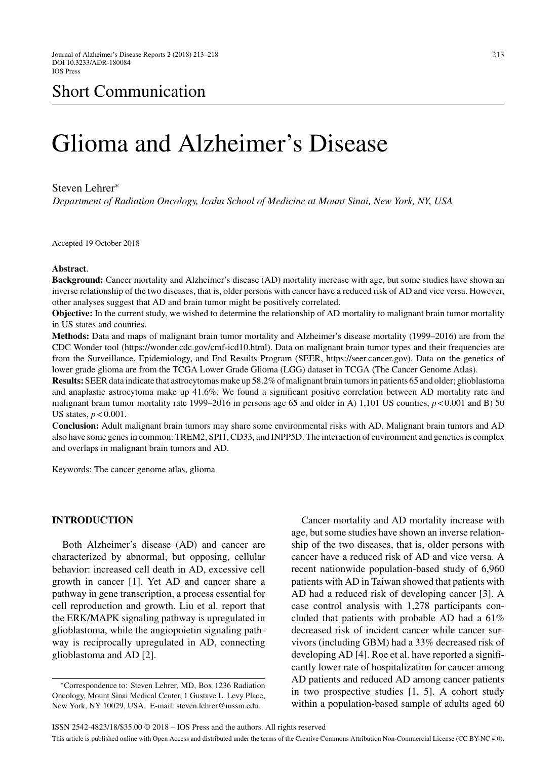Short Communication

# Glioma and Alzheimer's Disease

Steven Lehrer*

*Department of Radiation Oncology, Icahn School of Medicine at Mount Sinai, New York, NY, USA*

Accepted 19 October 2018

**Abstract**.

**Background:** Cancer mortality and Alzheimer's disease (AD) mortality increase with age, but some studies have shown an inverse relationship of the two diseases, that is, older persons with cancer have a reduced risk of AD and vice versa. However, other analyses suggest that AD and brain tumor might be positively correlated.

**Objective:** In the current study, we wished to determine the relationship of AD mortality to malignant brain tumor mortality in US states and counties.

**Methods:** Data and maps of malignant brain tumor mortality and Alzheimer's disease mortality (1999–2016) are from the CDC Wonder tool (https://wonder.cdc.gov/cmf-icd10.html). Data on malignant brain tumor types and their frequencies are from the Surveillance, Epidemiology, and End Results Program (SEER, https://seer.cancer.gov). Data on the genetics of lower grade glioma are from the TCGA Lower Grade Glioma (LGG) dataset in TCGA (The Cancer Genome Atlas).

**Results:** SEER data indicate that astrocytomas make up 58.2% of malignant brain tumors in patients 65 and older; glioblastoma and anaplastic astrocytoma make up 41.6%. We found a significant positive correlation between AD mortality rate and malignant brain tumor mortality rate 1999–2016 in persons age 65 and older in A) 1,101 US counties, $p < 0.001$ and B) 50 US states, $p < 0.001$.

**Conclusion:** Adult malignant brain tumors may share some environmental risks with AD. Malignant brain tumors and AD also have some genes in common: TREM2, SPI1, CD33, and INPP5D. The interaction of environment and genetics is complex and overlaps in malignant brain tumors and AD.

Keywords: The cancer genome atlas, glioma

## INTRODUCTION

Both Alzheimer's disease (AD) and cancer are characterized by abnormal, but opposing, cellular behavior: increased cell death in AD, excessive cell growth in cancer [1]. Yet AD and cancer share a pathway in gene transcription, a process essential for cell reproduction and growth. Liu et al. report that the ERK/MAPK signaling pathway is upregulated in glioblastoma, while the angiopoietin signaling pathway is reciprocally upregulated in AD, connecting glioblastoma and AD [2].

Cancer mortality and AD mortality increase with age, but some studies have shown an inverse relationship of the two diseases, that is, older persons with cancer have a reduced risk of AD and vice versa. A recent nationwide population-based study of 6,960 patients with AD in Taiwan showed that patients with AD had a reduced risk of developing cancer [3]. A case control analysis with 1,278 participants concluded that patients with probable AD had a 61% decreased risk of incident cancer while cancer survivors (including GBM) had a 33% decreased risk of developing AD [4]. Roe et al. have reported a significantly lower rate of hospitalization for cancer among AD patients and reduced AD among cancer patients in two prospective studies [1, 5]. A cohort study within a population-based sample of adults aged 60

*Correspondence to: Steven Lehrer, MD, Box 1236 Radiation Oncology, Mount Sinai Medical Center, 1 Gustave L. Levy Place, New York, NY 10029, USA. E-mail: steven.lehrer@mssm.edu.

ISSN 2542-4823/18/$35.00 © 2018 – IOS Press and the authors. All rights reserved

This article is published online with Open Access and distributed under the terms of the Creative Commons Attribution Non-Commercial License (CC BY-NC 4.0).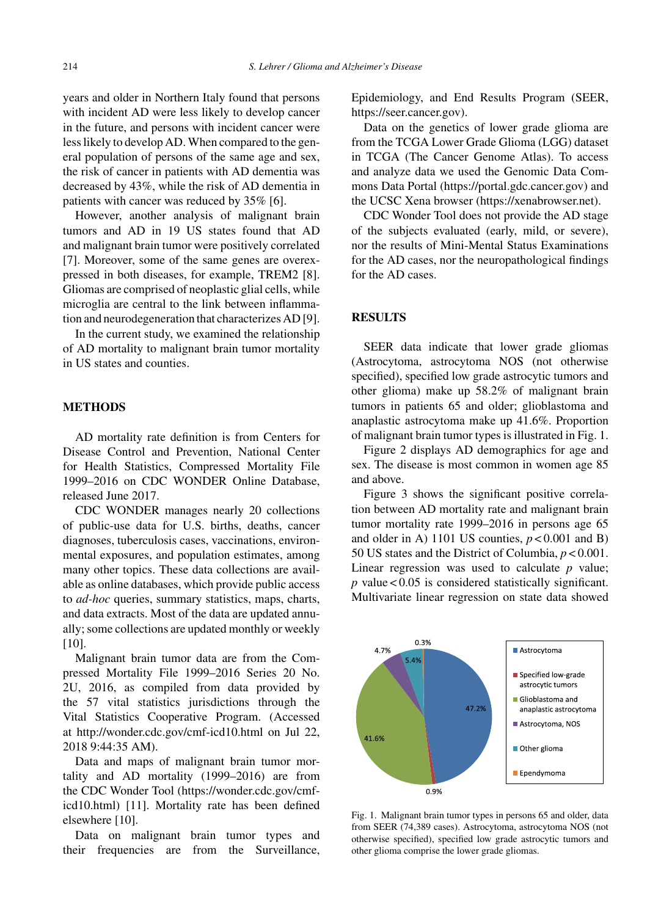years and older in Northern Italy found that persons with incident AD were less likely to develop cancer in the future, and persons with incident cancer were less likely to develop AD. When compared to the general population of persons of the same age and sex, the risk of cancer in patients with AD dementia was decreased by 43%, while the risk of AD dementia in patients with cancer was reduced by 35% [6].

However, another analysis of malignant brain tumors and AD in 19 US states found that AD and malignant brain tumor were positively correlated [7]. Moreover, some of the same genes are overexpressed in both diseases, for example, TREM2 [8]. Gliomas are comprised of neoplastic glial cells, while microglia are central to the link between inflammation and neurodegeneration that characterizes AD [9].

In the current study, we examined the relationship of AD mortality to malignant brain tumor mortality in US states and counties.

## METHODS

AD mortality rate definition is from Centers for Disease Control and Prevention, National Center for Health Statistics, Compressed Mortality File 1999–2016 on CDC WONDER Online Database, released June 2017.

CDC WONDER manages nearly 20 collections of public-use data for U.S. births, deaths, cancer diagnoses, tuberculosis cases, vaccinations, environmental exposures, and population estimates, among many other topics. These data collections are available as online databases, which provide public access to *ad-hoc* queries, summary statistics, maps, charts, and data extracts. Most of the data are updated annually; some collections are updated monthly or weekly [10].

Malignant brain tumor data are from the Compressed Mortality File 1999–2016 Series 20 No. 2U, 2016, as compiled from data provided by the 57 vital statistics jurisdictions through the Vital Statistics Cooperative Program. (Accessed at http://wonder.cdc.gov/cmf-icd10.html on Jul 22, 2018 9:44:35 AM).

Data and maps of malignant brain tumor mortality and AD mortality (1999–2016) are from the CDC Wonder Tool (https://wonder.cdc.gov/cmf-icd10.html) [11]. Mortality rate has been defined elsewhere [10].

Data on malignant brain tumor types and their frequencies are from the Surveillance, Epidemiology, and End Results Program (SEER, https://seer.cancer.gov).

Data on the genetics of lower grade glioma are from the TCGA Lower Grade Glioma (LGG) dataset in TCGA (The Cancer Genome Atlas). To access and analyze data we used the Genomic Data Commons Data Portal (https://portal.gdc.cancer.gov) and the UCSC Xena browser (https://xenabrowser.net).

CDC Wonder Tool does not provide the AD stage of the subjects evaluated (early, mild, or severe), nor the results of Mini-Mental Status Examinations for the AD cases, nor the neuropathological findings for the AD cases.

## RESULTS

SEER data indicate that lower grade gliomas (Astrocytoma, astrocytoma NOS (not otherwise specified), specified low grade astrocytic tumors and other glioma) make up 58.2% of malignant brain tumors in patients 65 and older; glioblastoma and anaplastic astrocytoma make up 41.6%. Proportion of malignant brain tumor types is illustrated in Fig. 1.

Figure 2 displays AD demographics for age and sex. The disease is most common in women age 85 and above.

Figure 3 shows the significant positive correlation between AD mortality rate and malignant brain tumor mortality rate 1999–2016 in persons age 65 and older in A) 1101 US counties, $p < 0.001$ and B) 50 US states and the District of Columbia, $p < 0.001$. Linear regression was used to calculate $p$ value; $p$ value $< 0.05$ is considered statistically significant. Multivariate linear regression on state data showed

Fig. 1. Malignant brain tumor types in persons 65 and older, data from SEER (74,389 cases). Astrocytoma, astrocytoma NOS (not otherwise specified), specified low grade astrocytic tumors and other glioma comprise the lower grade gliomas.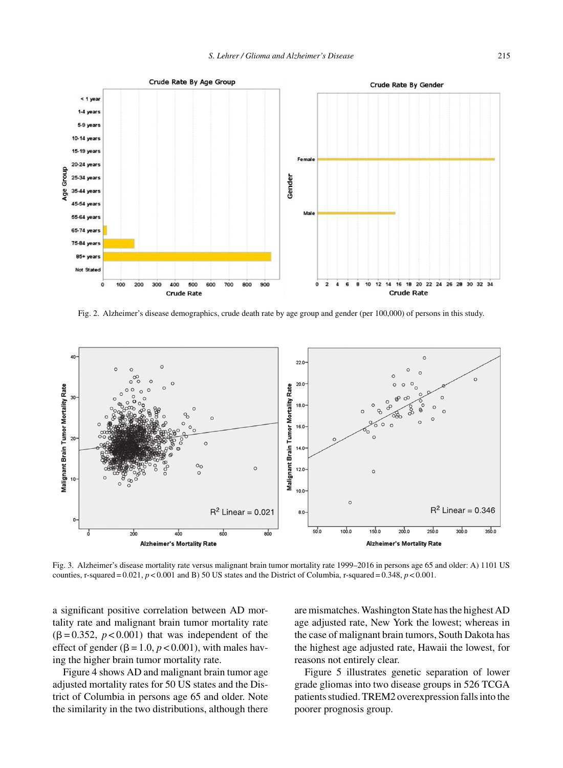Fig. 2. Alzheimer's disease demographics, crude death rate by age group and gender (per 100,000) of persons in this study.

Fig. 3. Alzheimer's disease mortality rate versus malignant brain tumor mortality rate 1999–2016 in persons age 65 and older: A) 1101 US counties, r-squared = 0.021, $p < 0.001$ and B) 50 US states and the District of Columbia, r-squared = 0.348, $p < 0.001$.

a significant positive correlation between AD mortality rate and malignant brain tumor mortality rate ($\beta = 0.352$, $p < 0.001$) that was independent of the effect of gender ($\beta = 1.0$, $p < 0.001$), with males having the higher brain tumor mortality rate.

Figure 4 shows AD and malignant brain tumor age adjusted mortality rates for 50 US states and the District of Columbia in persons age 65 and older. Note the similarity in the two distributions, although there are mismatches. Washington State has the highest AD age adjusted rate, New York the lowest; whereas in the case of malignant brain tumors, South Dakota has the highest age adjusted rate, Hawaii the lowest, for reasons not entirely clear.

Figure 5 illustrates genetic separation of lower grade gliomas into two disease groups in 526 TCGA patients studied. TREM2 overexpression falls into the poorer prognosis group.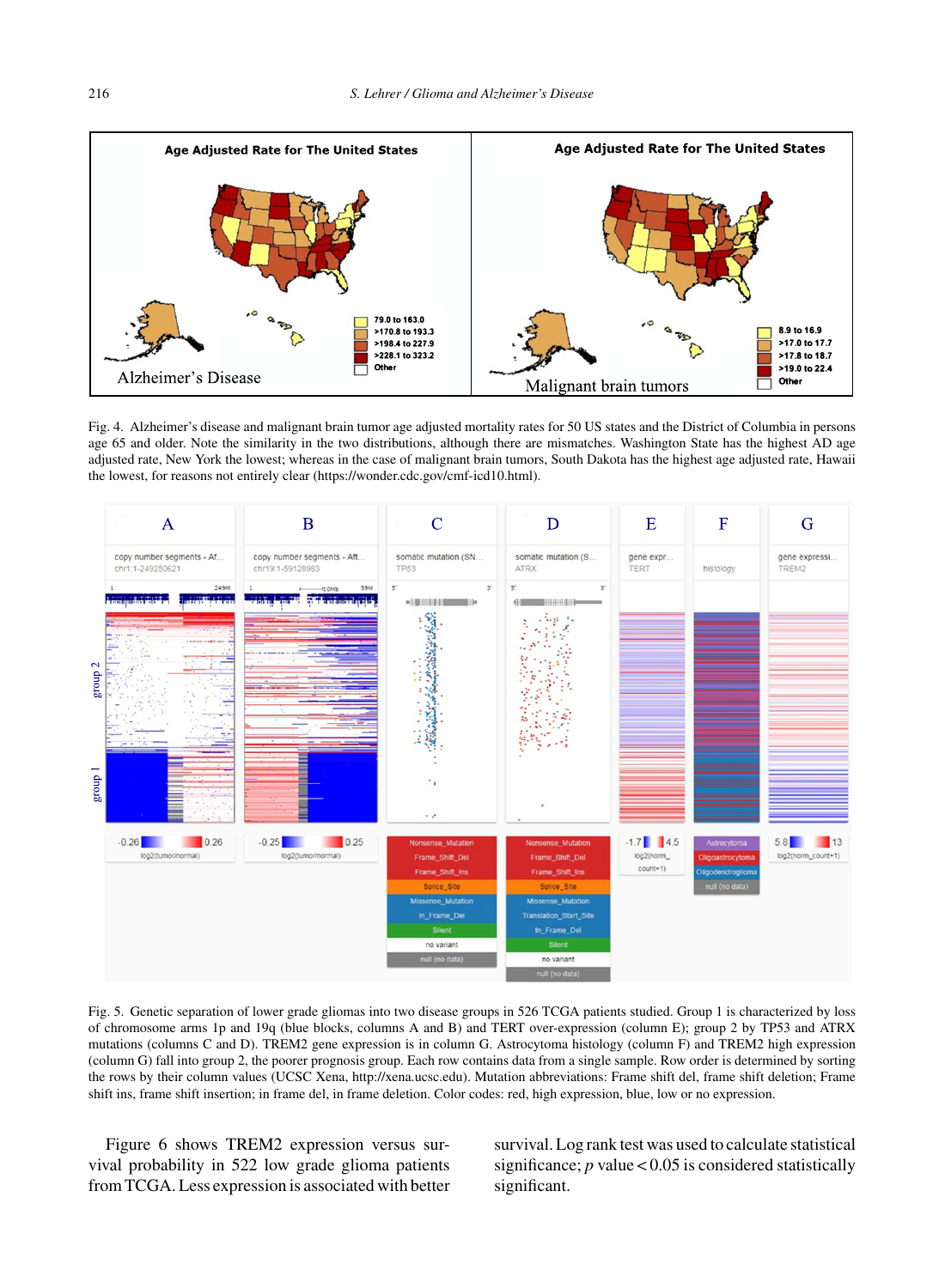Fig. 4. Alzheimer's disease and malignant brain tumor age adjusted mortality rates for 50 US states and the District of Columbia in persons age 65 and older. Note the similarity in the two distributions, although there are mismatches. Washington State has the highest AD age adjusted rate, New York the lowest; whereas in the case of malignant brain tumors, South Dakota has the highest age adjusted rate, Hawaii the lowest, for reasons not entirely clear (https://wonder.cdc.gov/cmf-icd10.html).

Fig. 5. Genetic separation of lower grade gliomas into two disease groups in 526 TCGA patients studied. Group 1 is characterized by loss of chromosome arms 1p and 19q (blue blocks, columns A and B) and TERT over-expression (column E); group 2 by TP53 and ATRX mutations (columns C and D). TREM2 gene expression is in column G. Astrocytoma histology (column F) and TREM2 high expression (column G) fall into group 2, the poorer prognosis group. Each row contains data from a single sample. Row order is determined by sorting the rows by their column values (UCSC Xena, http://xena.ucsc.edu). Mutation abbreviations: Frame shift del, frame shift deletion; Frame shift ins, frame shift insertion; in frame del, in frame deletion. Color codes: red, high expression, blue, low or no expression.

Figure 6 shows TREM2 expression versus survival probability in 522 low grade glioma patients from TCGA. Less expression is associated with better survival. Log rank test was used to calculate statistical significance; $p$ value $< 0.05$ is considered statistically significant.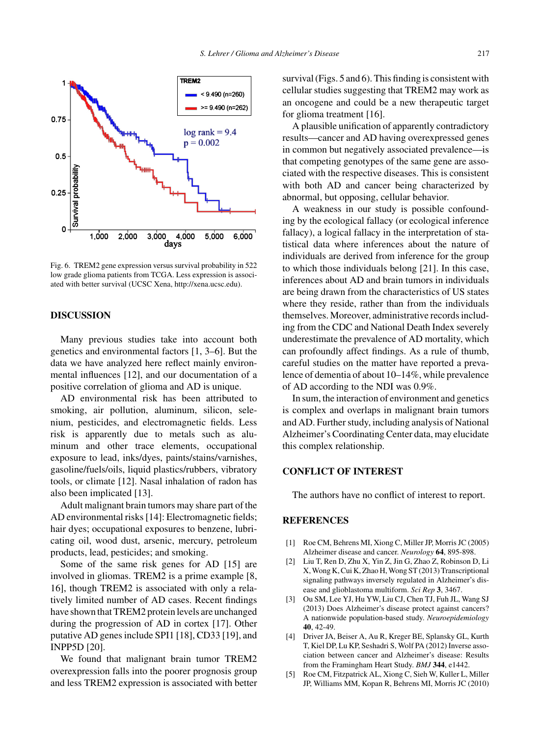Fig. 6. TREM2 gene expression versus survival probability in 522 low grade glioma patients from TCGA. Less expression is associated with better survival (UCSC Xena, http://xena.ucsc.edu).

## DISCUSSION

Many previous studies take into account both genetics and environmental factors [1, 3–6]. But the data we have analyzed here reflect mainly environmental influences [12], and our documentation of a positive correlation of glioma and AD is unique.

AD environmental risk has been attributed to smoking, air pollution, aluminum, silicon, selenium, pesticides, and electromagnetic fields. Less risk is apparently due to metals such as aluminum and other trace elements, occupational exposure to lead, inks/dyes, paints/stains/varnishes, gasoline/fuels/oils, liquid plastics/rubbers, vibratory tools, or climate [12]. Nasal inhalation of radon has also been implicated [13].

Adult malignant brain tumors may share part of the AD environmental risks [14]: Electromagnetic fields; hair dyes; occupational exposures to benzene, lubricating oil, wood dust, arsenic, mercury, petroleum products, lead, pesticides; and smoking.

Some of the same risk genes for AD [15] are involved in gliomas. TREM2 is a prime example [8, 16], though TREM2 is associated with only a relatively limited number of AD cases. Recent findings have shown that TREM2 protein levels are unchanged during the progression of AD in cortex [17]. Other putative AD genes include SPI1 [18], CD33 [19], and INPP5D [20].

We found that malignant brain tumor TREM2 overexpression falls into the poorer prognosis group and less TREM2 expression is associated with better survival (Figs. 5 and 6). This finding is consistent with cellular studies suggesting that TREM2 may work as an oncogene and could be a new therapeutic target for glioma treatment [16].

A plausible unification of apparently contradictory results—cancer and AD having overexpressed genes in common but negatively associated prevalence—is that competing genotypes of the same gene are associated with the respective diseases. This is consistent with both AD and cancer being characterized by abnormal, but opposing, cellular behavior.

A weakness in our study is possible confounding by the ecological fallacy (or ecological inference fallacy), a logical fallacy in the interpretation of statistical data where inferences about the nature of individuals are derived from inference for the group to which those individuals belong [21]. In this case, inferences about AD and brain tumors in individuals are being drawn from the characteristics of US states where they reside, rather than from the individuals themselves. Moreover, administrative records including from the CDC and National Death Index severely underestimate the prevalence of AD mortality, which can profoundly affect findings. As a rule of thumb, careful studies on the matter have reported a prevalence of dementia of about 10–14%, while prevalence of AD according to the NDI was 0.9%.

In sum, the interaction of environment and genetics is complex and overlaps in malignant brain tumors and AD. Further study, including analysis of National Alzheimer's Coordinating Center data, may elucidate this complex relationship.

## CONFLICT OF INTEREST

The authors have no conflict of interest to report.

## REFERENCES

[1] Roe CM, Behrens MI, Xiong C, Miller JP, Morris JC (2005) Alzheimer disease and cancer. *Neurology* **64**, 895-898.

[2] Liu T, Ren D, Zhu X, Yin Z, Jin G, Zhao Z, Robinson D, Li X, Wong K, Cui K, Zhao H, Wong ST (2013) Transcriptional signaling pathways inversely regulated in Alzheimer's disease and glioblastoma multiform. *Sci Rep* **3**, 3467.

[3] Ou SM, Lee YJ, Hu YW, Liu CJ, Chen TJ, Fuh JL, Wang SJ (2013) Does Alzheimer's disease protect against cancers? A nationwide population-based study. *Neuroepidemiology* **40**, 42-49.

[4] Driver JA, Beiser A, Au R, Kreger BE, Splansky GL, Kurth T, Kiel DP, Lu KP, Seshadri S, Wolf PA (2012) Inverse association between cancer and Alzheimer's disease: Results from the Framingham Heart Study. *BMJ* **344**, e1442.

[5] Roe CM, Fitzpatrick AL, Xiong C, Sieh W, Kuller L, Miller JP, Williams MM, Kopan R, Behrens MI, Morris JC (2010)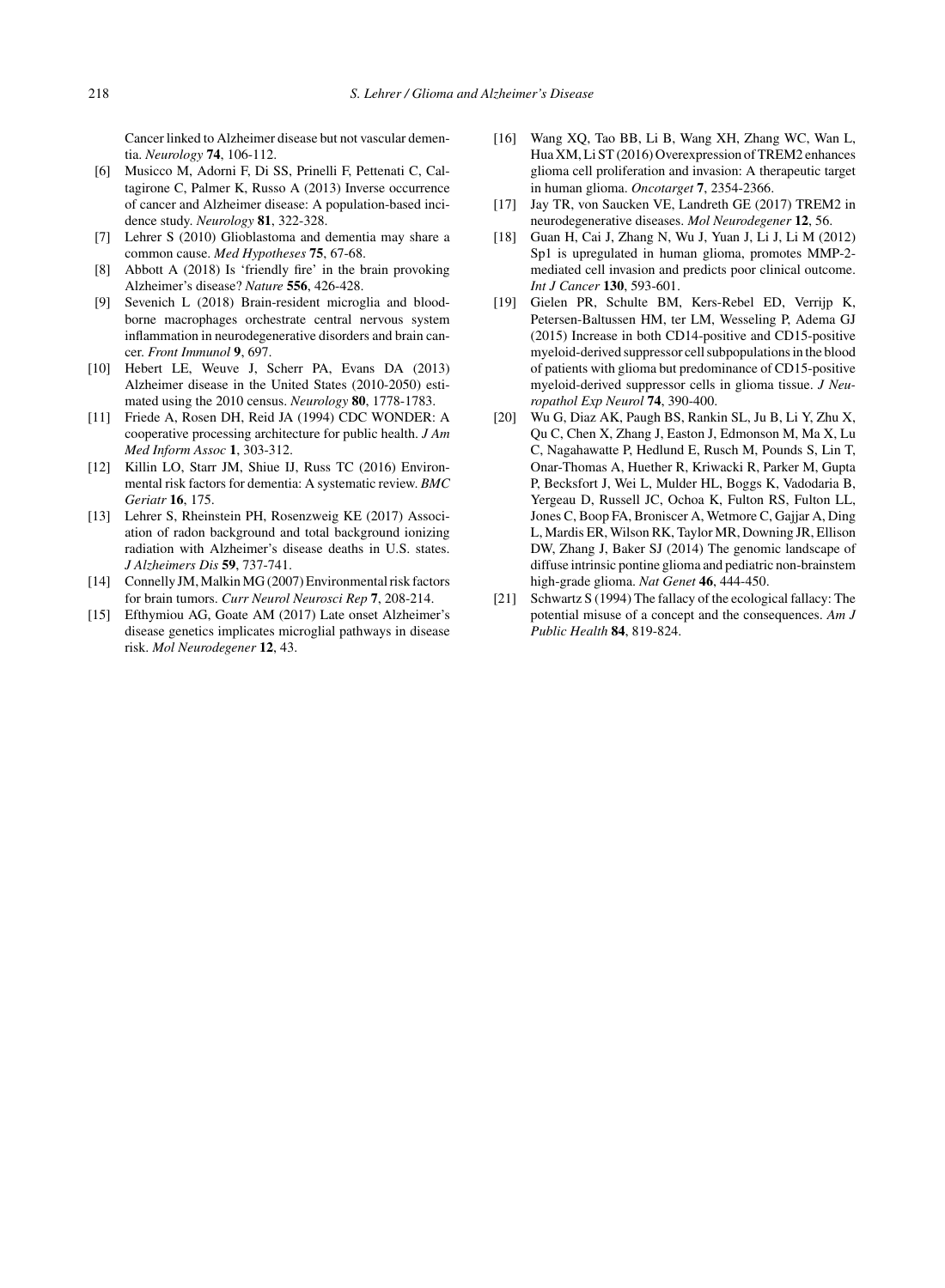Cancer linked to Alzheimer disease but not vascular dementia. *Neurology* **74**, 106-112.

[6] Musicco M, Adorni F, Di SS, Prinelli F, Pettenati C, Caltagirone C, Palmer K, Russo A (2013) Inverse occurrence of cancer and Alzheimer disease: A population-based incidence study. *Neurology* **81**, 322-328.

[7] Lehrer S (2010) Glioblastoma and dementia may share a common cause. *Med Hypotheses* **75**, 67-68.

[8] Abbott A (2018) Is 'friendly fire' in the brain provoking Alzheimer's disease? *Nature* **556**, 426-428.

[9] Sevenich L (2018) Brain-resident microglia and blood-borne macrophages orchestrate central nervous system inflammation in neurodegenerative disorders and brain cancer. *Front Immunol* **9**, 697.

[10] Hebert LE, Weuve J, Scherr PA, Evans DA (2013) Alzheimer disease in the United States (2010-2050) estimated using the 2010 census. *Neurology* **80**, 1778-1783.

[11] Friede A, Rosen DH, Reid JA (1994) CDC WONDER: A cooperative processing architecture for public health. *J Am Med Inform Assoc* **1**, 303-312.

[12] Killin LO, Starr JM, Shiue IJ, Russ TC (2016) Environmental risk factors for dementia: A systematic review. *BMC Geriatr* **16**, 175.

[13] Lehrer S, Rheinstein PH, Rosenzweig KE (2017) Association of radon background and total background ionizing radiation with Alzheimer's disease deaths in U.S. states. *J Alzheimers Dis* **59**, 737-741.

[14] Connelly JM, Malkin MG (2007) Environmental risk factors for brain tumors. *Curr Neurol Neurosci Rep* **7**, 208-214.

[15] Efthymiou AG, Goate AM (2017) Late onset Alzheimer's disease genetics implicates microglial pathways in disease risk. *Mol Neurodegener* **12**, 43.

[16] Wang XQ, Tao BB, Li B, Wang XH, Zhang WC, Wan L, Hua XM, Li ST (2016) Overexpression of TREM2 enhances glioma cell proliferation and invasion: A therapeutic target in human glioma. *Oncotarget* **7**, 2354-2366.

[17] Jay TR, von Saucken VE, Landreth GE (2017) TREM2 in neurodegenerative diseases. *Mol Neurodegener* **12**, 56.

[18] Guan H, Cai J, Zhang N, Wu J, Yuan J, Li J, Li M (2012) Sp1 is upregulated in human glioma, promotes MMP-2-mediated cell invasion and predicts poor clinical outcome. *Int J Cancer* **130**, 593-601.

[19] Gielen PR, Schulte BM, Kers-Rebel ED, Verrijp K, Petersen-Baltussen HM, ter LM, Wesseling P, Adema GJ (2015) Increase in both CD14-positive and CD15-positive myeloid-derived suppressor cell subpopulations in the blood of patients with glioma but predominance of CD15-positive myeloid-derived suppressor cells in glioma tissue. *J Neuropathol Exp Neurol* **74**, 390-400.

[20] Wu G, Diaz AK, Paugh BS, Rankin SL, Ju B, Li Y, Zhu X, Qu C, Chen X, Zhang J, Easton J, Edmonson M, Ma X, Lu C, Nagahawatte P, Hedlund E, Rusch M, Pounds S, Lin T, Onar-Thomas A, Huether R, Kriwacki R, Parker M, Gupta P, Becksfort J, Wei L, Mulder HL, Boggs K, Vadodaria B, Yergeau D, Russell JC, Ochoa K, Fulton RS, Fulton LL, Jones C, Boop FA, Broniscer A, Wetmore C, Gajjar A, Ding L, Mardis ER, Wilson RK, Taylor MR, Downing JR, Ellison DW, Zhang J, Baker SJ (2014) The genomic landscape of diffuse intrinsic pontine glioma and pediatric non-brainstem high-grade glioma. *Nat Genet* **46**, 444-450.

[21] Schwartz S (1994) The fallacy of the ecological fallacy: The potential misuse of a concept and the consequences. *Am J Public Health* **84**, 819-824.